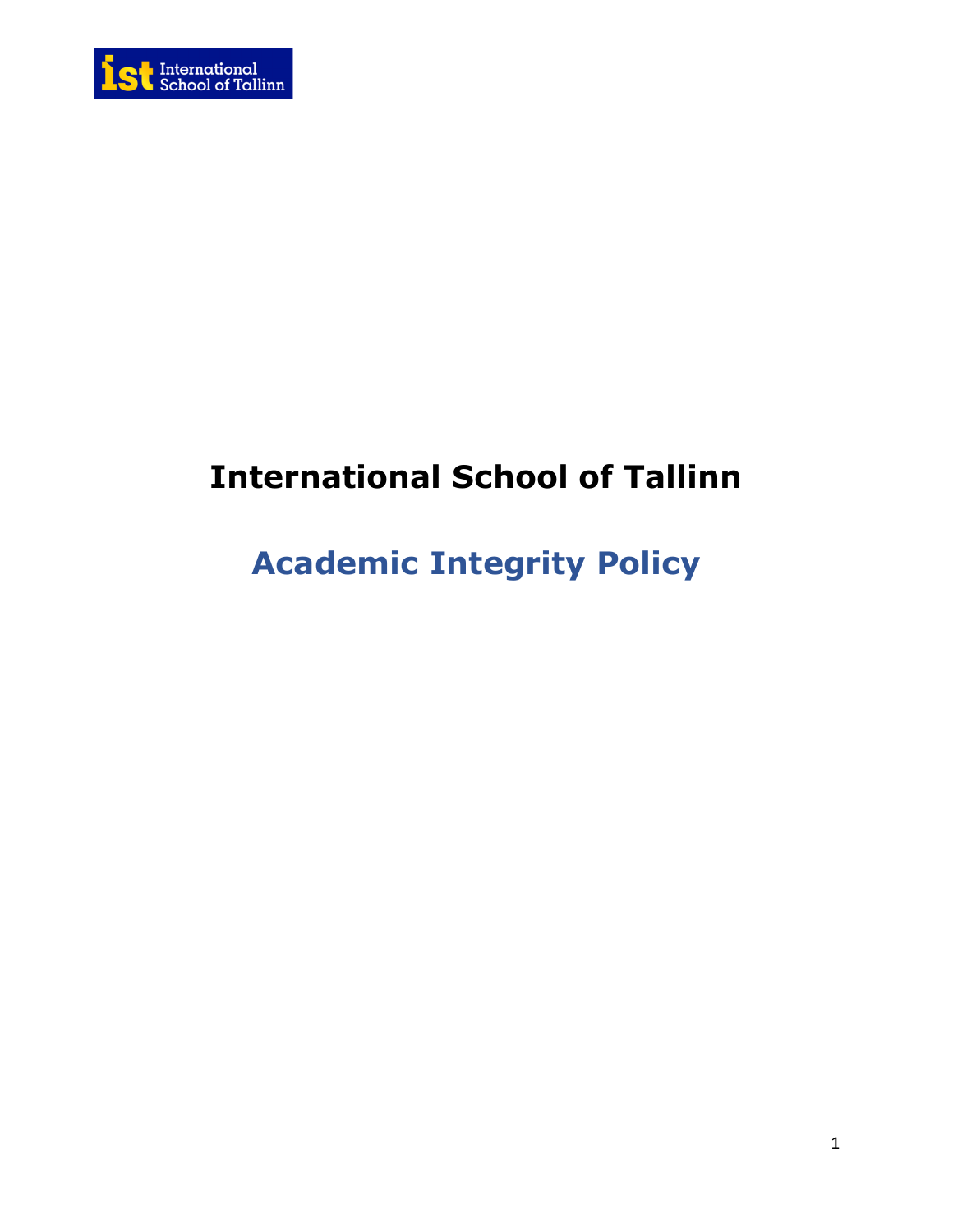# International School of Tallinn

## Academic Integrity Policy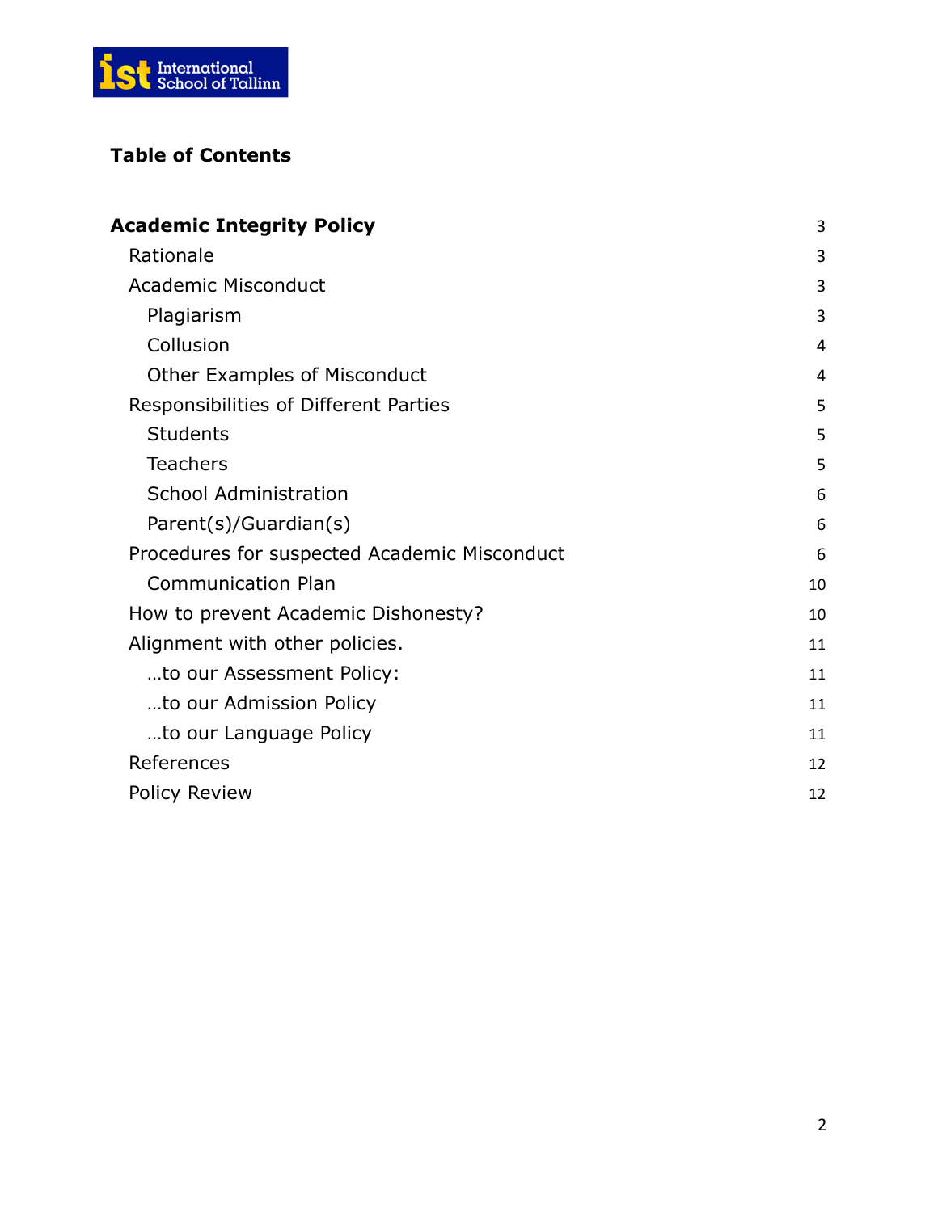**Table of Contents**

| | |
|---|---|
| **Academic Integrity Policy** | 3 |
| Rationale | 3 |
| Academic Misconduct | 3 |
| Plagiarism | 3 |
| Collusion | 4 |
| Other Examples of Misconduct | 4 |
| Responsibilities of Different Parties | 5 |
| Students | 5 |
| Teachers | 5 |
| School Administration | 6 |
| Parent(s)/Guardian(s) | 6 |
| Procedures for suspected Academic Misconduct | 6 |
| Communication Plan | 10 |
| How to prevent Academic Dishonesty? | 10 |
| Alignment with other policies. | 11 |
| …to our Assessment Policy: | 11 |
| …to our Admission Policy | 11 |
| …to our Language Policy | 11 |
| References | 12 |
| Policy Review | 12 |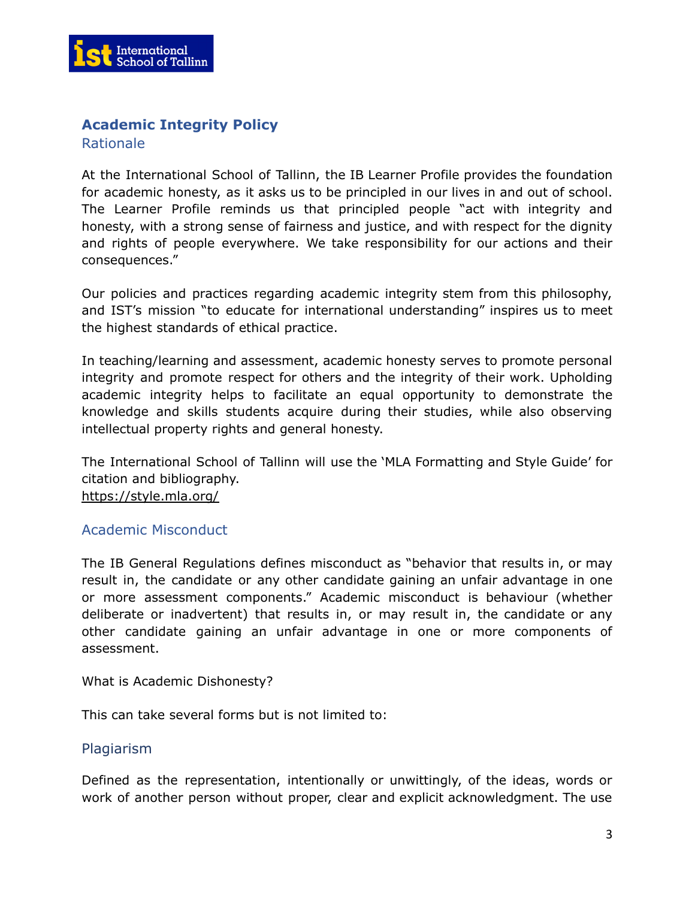## Academic Integrity Policy

### Rationale

At the International School of Tallinn, the IB Learner Profile provides the foundation for academic honesty, as it asks us to be principled in our lives in and out of school. The Learner Profile reminds us that principled people "act with integrity and honesty, with a strong sense of fairness and justice, and with respect for the dignity and rights of people everywhere. We take responsibility for our actions and their consequences."

Our policies and practices regarding academic integrity stem from this philosophy, and IST's mission "to educate for international understanding" inspires us to meet the highest standards of ethical practice.

In teaching/learning and assessment, academic honesty serves to promote personal integrity and promote respect for others and the integrity of their work. Upholding academic integrity helps to facilitate an equal opportunity to demonstrate the knowledge and skills students acquire during their studies, while also observing intellectual property rights and general honesty.

The International School of Tallinn will use the 'MLA Formatting and Style Guide' for citation and bibliography.
https://style.mla.org/

### Academic Misconduct

The IB General Regulations defines misconduct as "behavior that results in, or may result in, the candidate or any other candidate gaining an unfair advantage in one or more assessment components." Academic misconduct is behaviour (whether deliberate or inadvertent) that results in, or may result in, the candidate or any other candidate gaining an unfair advantage in one or more components of assessment.

What is Academic Dishonesty?

This can take several forms but is not limited to:

### Plagiarism

Defined as the representation, intentionally or unwittingly, of the ideas, words or work of another person without proper, clear and explicit acknowledgment. The use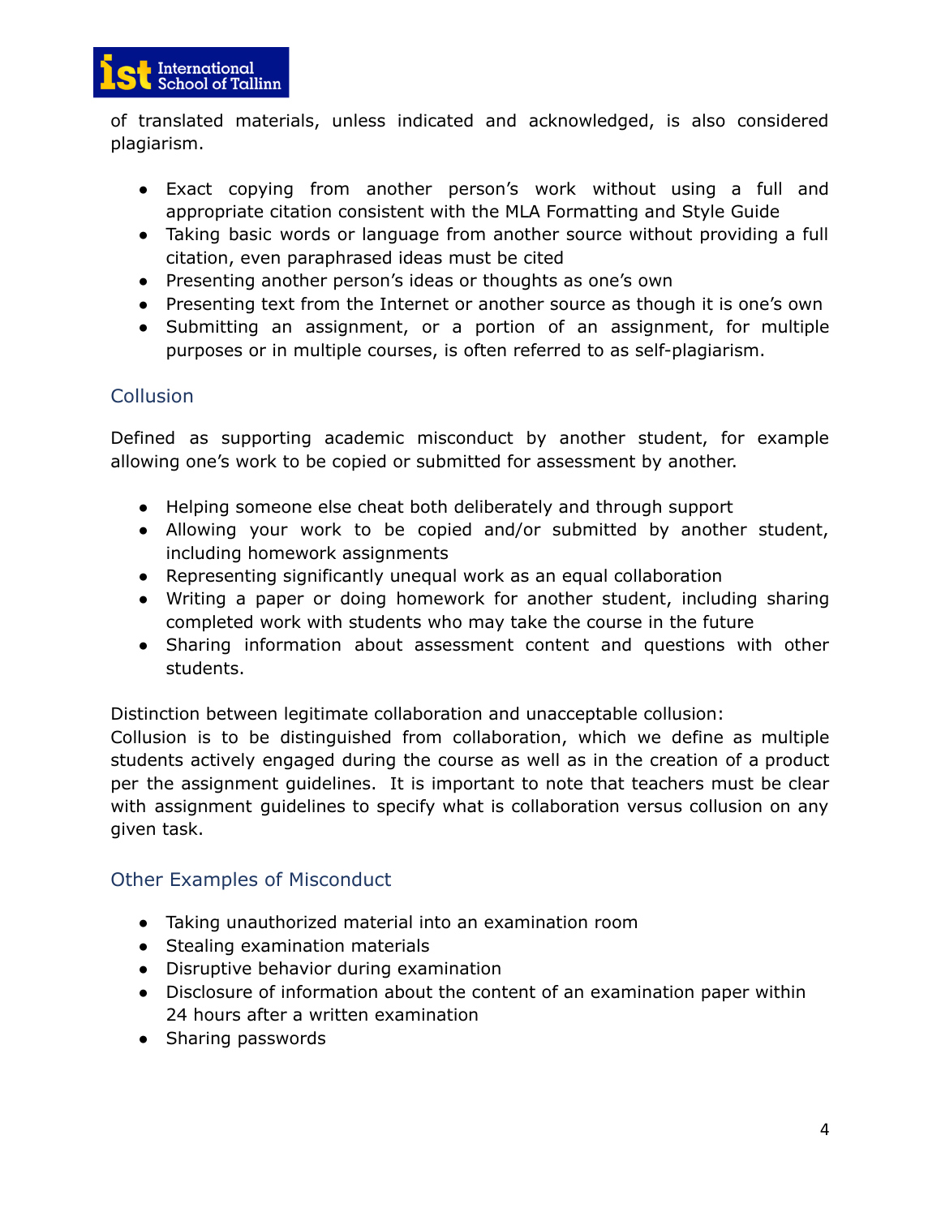of translated materials, unless indicated and acknowledged, is also considered plagiarism.

- Exact copying from another person's work without using a full and appropriate citation consistent with the MLA Formatting and Style Guide
- Taking basic words or language from another source without providing a full citation, even paraphrased ideas must be cited
- Presenting another person's ideas or thoughts as one's own
- Presenting text from the Internet or another source as though it is one's own
- Submitting an assignment, or a portion of an assignment, for multiple purposes or in multiple courses, is often referred to as self-plagiarism.

## Collusion

Defined as supporting academic misconduct by another student, for example allowing one's work to be copied or submitted for assessment by another.

- Helping someone else cheat both deliberately and through support
- Allowing your work to be copied and/or submitted by another student, including homework assignments
- Representing significantly unequal work as an equal collaboration
- Writing a paper or doing homework for another student, including sharing completed work with students who may take the course in the future
- Sharing information about assessment content and questions with other students.

Distinction between legitimate collaboration and unacceptable collusion:
Collusion is to be distinguished from collaboration, which we define as multiple students actively engaged during the course as well as in the creation of a product per the assignment guidelines. It is important to note that teachers must be clear with assignment guidelines to specify what is collaboration versus collusion on any given task.

## Other Examples of Misconduct

- Taking unauthorized material into an examination room
- Stealing examination materials
- Disruptive behavior during examination
- Disclosure of information about the content of an examination paper within 24 hours after a written examination
- Sharing passwords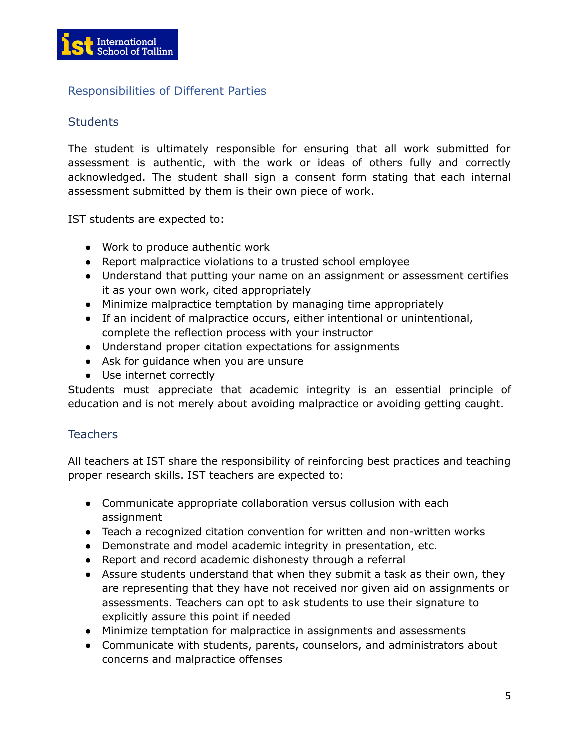## Responsibilities of Different Parties

### Students

The student is ultimately responsible for ensuring that all work submitted for assessment is authentic, with the work or ideas of others fully and correctly acknowledged. The student shall sign a consent form stating that each internal assessment submitted by them is their own piece of work.

IST students are expected to:

- Work to produce authentic work
- Report malpractice violations to a trusted school employee
- Understand that putting your name on an assignment or assessment certifies it as your own work, cited appropriately
- Minimize malpractice temptation by managing time appropriately
- If an incident of malpractice occurs, either intentional or unintentional, complete the reflection process with your instructor
- Understand proper citation expectations for assignments
- Ask for guidance when you are unsure
- Use internet correctly

Students must appreciate that academic integrity is an essential principle of education and is not merely about avoiding malpractice or avoiding getting caught.

### Teachers

All teachers at IST share the responsibility of reinforcing best practices and teaching proper research skills. IST teachers are expected to:

- Communicate appropriate collaboration versus collusion with each assignment
- Teach a recognized citation convention for written and non-written works
- Demonstrate and model academic integrity in presentation, etc.
- Report and record academic dishonesty through a referral
- Assure students understand that when they submit a task as their own, they are representing that they have not received nor given aid on assignments or assessments. Teachers can opt to ask students to use their signature to explicitly assure this point if needed
- Minimize temptation for malpractice in assignments and assessments
- Communicate with students, parents, counselors, and administrators about concerns and malpractice offenses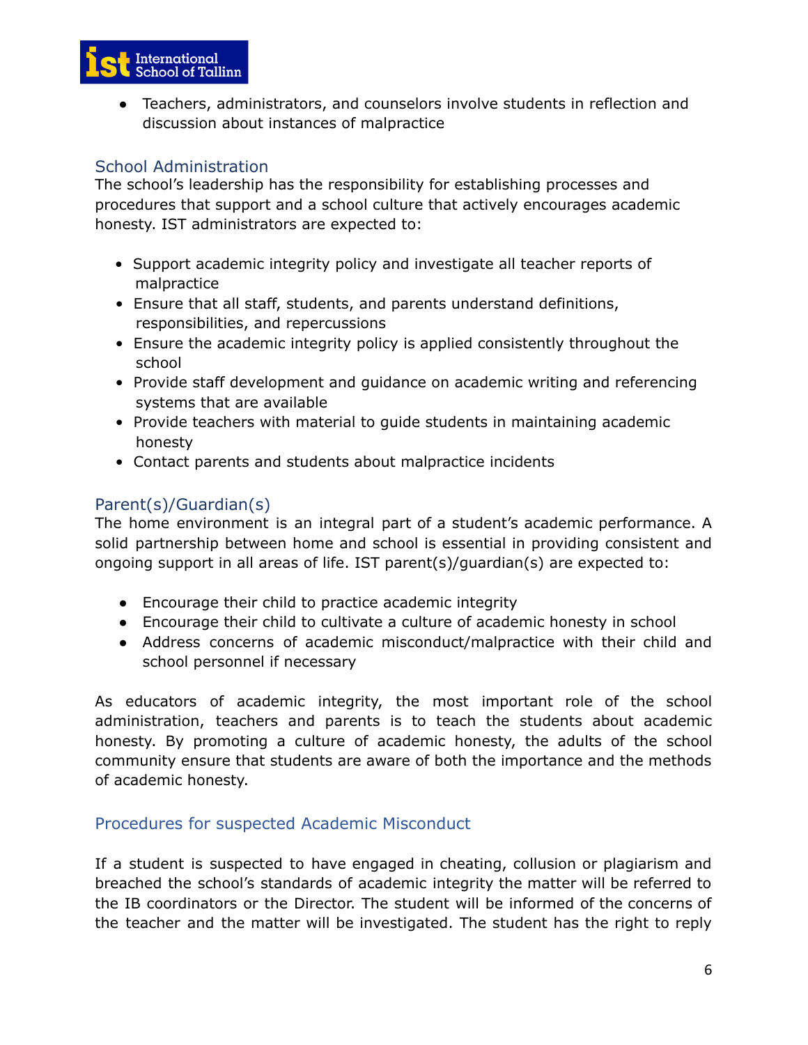- Teachers, administrators, and counselors involve students in reflection and discussion about instances of malpractice

### School Administration

The school's leadership has the responsibility for establishing processes and procedures that support and a school culture that actively encourages academic honesty. IST administrators are expected to:

- Support academic integrity policy and investigate all teacher reports of malpractice
- Ensure that all staff, students, and parents understand definitions, responsibilities, and repercussions
- Ensure the academic integrity policy is applied consistently throughout the school
- Provide staff development and guidance on academic writing and referencing systems that are available
- Provide teachers with material to guide students in maintaining academic honesty
- Contact parents and students about malpractice incidents

### Parent(s)/Guardian(s)

The home environment is an integral part of a student's academic performance. A solid partnership between home and school is essential in providing consistent and ongoing support in all areas of life. IST parent(s)/guardian(s) are expected to:

- Encourage their child to practice academic integrity
- Encourage their child to cultivate a culture of academic honesty in school
- Address concerns of academic misconduct/malpractice with their child and school personnel if necessary

As educators of academic integrity, the most important role of the school administration, teachers and parents is to teach the students about academic honesty. By promoting a culture of academic honesty, the adults of the school community ensure that students are aware of both the importance and the methods of academic honesty.

## Procedures for suspected Academic Misconduct

If a student is suspected to have engaged in cheating, collusion or plagiarism and breached the school's standards of academic integrity the matter will be referred to the IB coordinators or the Director. The student will be informed of the concerns of the teacher and the matter will be investigated. The student has the right to reply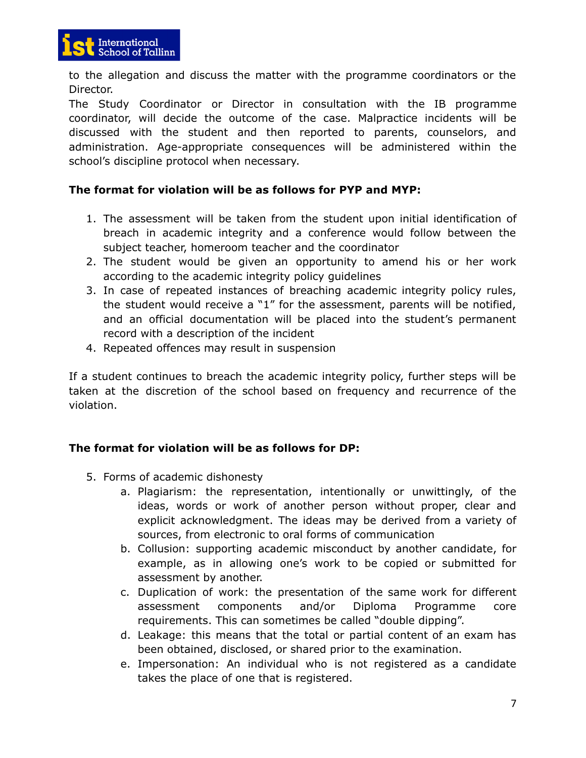to the allegation and discuss the matter with the programme coordinators or the Director.

The Study Coordinator or Director in consultation with the IB programme coordinator, will decide the outcome of the case. Malpractice incidents will be discussed with the student and then reported to parents, counselors, and administration. Age-appropriate consequences will be administered within the school's discipline protocol when necessary.

**The format for violation will be as follows for PYP and MYP:**

1. The assessment will be taken from the student upon initial identification of breach in academic integrity and a conference would follow between the subject teacher, homeroom teacher and the coordinator
2. The student would be given an opportunity to amend his or her work according to the academic integrity policy guidelines
3. In case of repeated instances of breaching academic integrity policy rules, the student would receive a "1" for the assessment, parents will be notified, and an official documentation will be placed into the student's permanent record with a description of the incident
4. Repeated offences may result in suspension

If a student continues to breach the academic integrity policy, further steps will be taken at the discretion of the school based on frequency and recurrence of the violation.

**The format for violation will be as follows for DP:**

5. Forms of academic dishonesty
    a. Plagiarism: the representation, intentionally or unwittingly, of the ideas, words or work of another person without proper, clear and explicit acknowledgment. The ideas may be derived from a variety of sources, from electronic to oral forms of communication
    b. Collusion: supporting academic misconduct by another candidate, for example, as in allowing one's work to be copied or submitted for assessment by another.
    c. Duplication of work: the presentation of the same work for different assessment components and/or Diploma Programme core requirements. This can sometimes be called "double dipping".
    d. Leakage: this means that the total or partial content of an exam has been obtained, disclosed, or shared prior to the examination.
    e. Impersonation: An individual who is not registered as a candidate takes the place of one that is registered.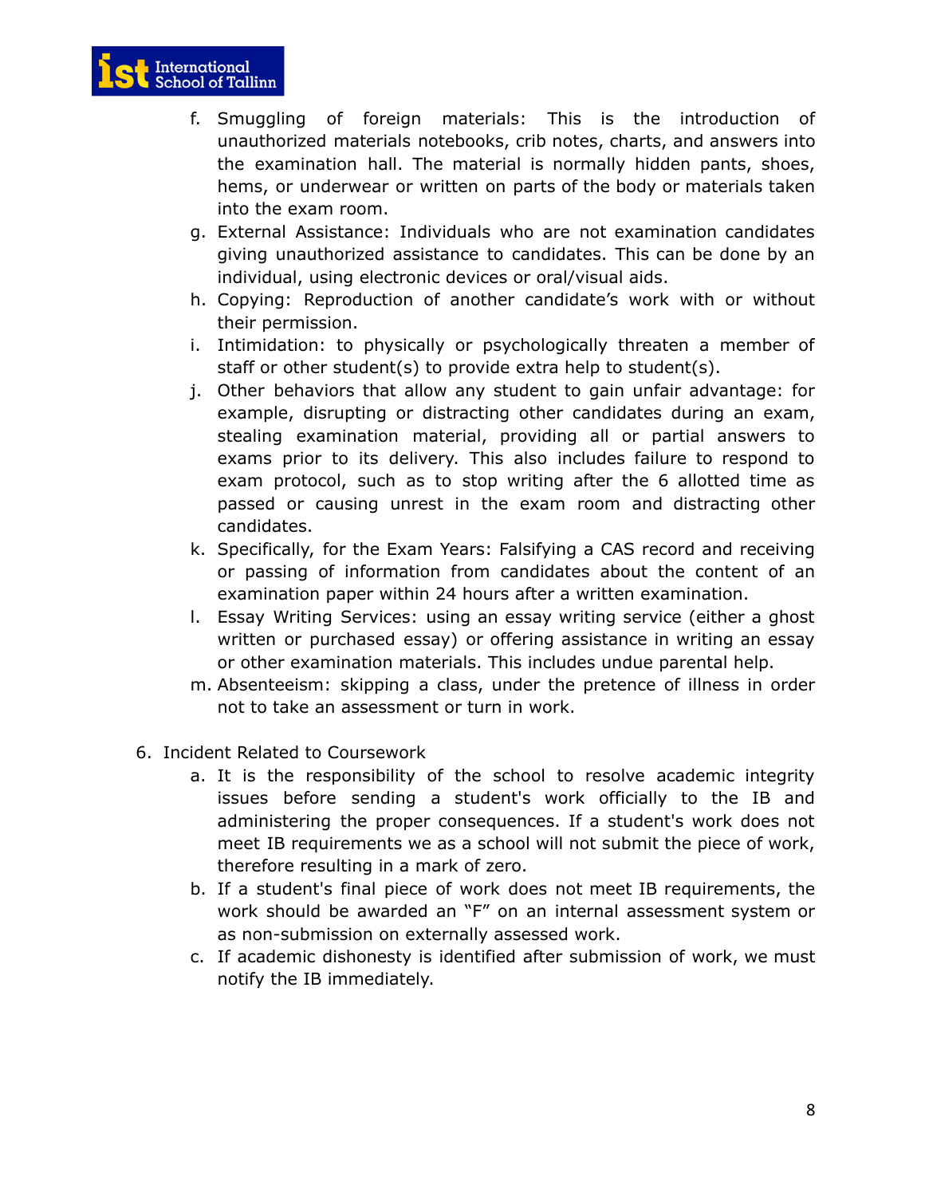f. Smuggling of foreign materials: This is the introduction of unauthorized materials notebooks, crib notes, charts, and answers into the examination hall. The material is normally hidden pants, shoes, hems, or underwear or written on parts of the body or materials taken into the exam room.
g. External Assistance: Individuals who are not examination candidates giving unauthorized assistance to candidates. This can be done by an individual, using electronic devices or oral/visual aids.
h. Copying: Reproduction of another candidate's work with or without their permission.
i. Intimidation: to physically or psychologically threaten a member of staff or other student(s) to provide extra help to student(s).
j. Other behaviors that allow any student to gain unfair advantage: for example, disrupting or distracting other candidates during an exam, stealing examination material, providing all or partial answers to exams prior to its delivery. This also includes failure to respond to exam protocol, such as to stop writing after the 6 allotted time as passed or causing unrest in the exam room and distracting other candidates.
k. Specifically, for the Exam Years: Falsifying a CAS record and receiving or passing of information from candidates about the content of an examination paper within 24 hours after a written examination.
l. Essay Writing Services: using an essay writing service (either a ghost written or purchased essay) or offering assistance in writing an essay or other examination materials. This includes undue parental help.
m. Absenteeism: skipping a class, under the pretence of illness in order not to take an assessment or turn in work.

6. Incident Related to Coursework
   a. It is the responsibility of the school to resolve academic integrity issues before sending a student's work officially to the IB and administering the proper consequences. If a student's work does not meet IB requirements we as a school will not submit the piece of work, therefore resulting in a mark of zero.
   b. If a student's final piece of work does not meet IB requirements, the work should be awarded an "F" on an internal assessment system or as non-submission on externally assessed work.
   c. If academic dishonesty is identified after submission of work, we must notify the IB immediately.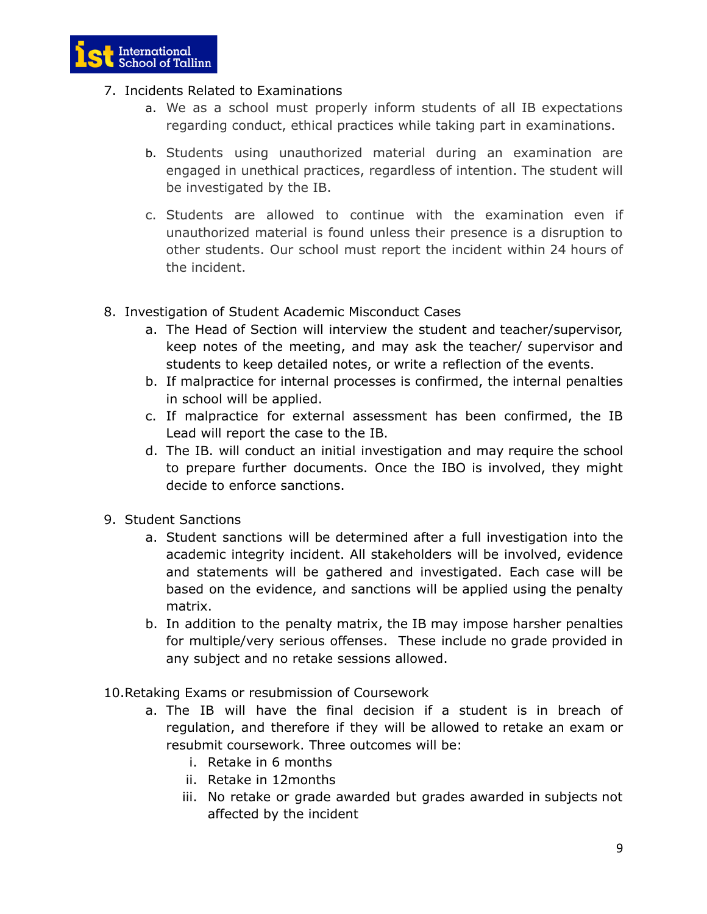7. Incidents Related to Examinations
    a. We as a school must properly inform students of all IB expectations regarding conduct, ethical practices while taking part in examinations.
    b. Students using unauthorized material during an examination are engaged in unethical practices, regardless of intention. The student will be investigated by the IB.
    c. Students are allowed to continue with the examination even if unauthorized material is found unless their presence is a disruption to other students. Our school must report the incident within 24 hours of the incident.

8. Investigation of Student Academic Misconduct Cases
    a. The Head of Section will interview the student and teacher/supervisor, keep notes of the meeting, and may ask the teacher/ supervisor and students to keep detailed notes, or write a reflection of the events.
    b. If malpractice for internal processes is confirmed, the internal penalties in school will be applied.
    c. If malpractice for external assessment has been confirmed, the IB Lead will report the case to the IB.
    d. The IB. will conduct an initial investigation and may require the school to prepare further documents. Once the IBO is involved, they might decide to enforce sanctions.

9. Student Sanctions
    a. Student sanctions will be determined after a full investigation into the academic integrity incident. All stakeholders will be involved, evidence and statements will be gathered and investigated. Each case will be based on the evidence, and sanctions will be applied using the penalty matrix.
    b. In addition to the penalty matrix, the IB may impose harsher penalties for multiple/very serious offenses. These include no grade provided in any subject and no retake sessions allowed.

10. Retaking Exams or resubmission of Coursework
    a. The IB will have the final decision if a student is in breach of regulation, and therefore if they will be allowed to retake an exam or resubmit coursework. Three outcomes will be:
        i. Retake in 6 months
        ii. Retake in 12months
        iii. No retake or grade awarded but grades awarded in subjects not affected by the incident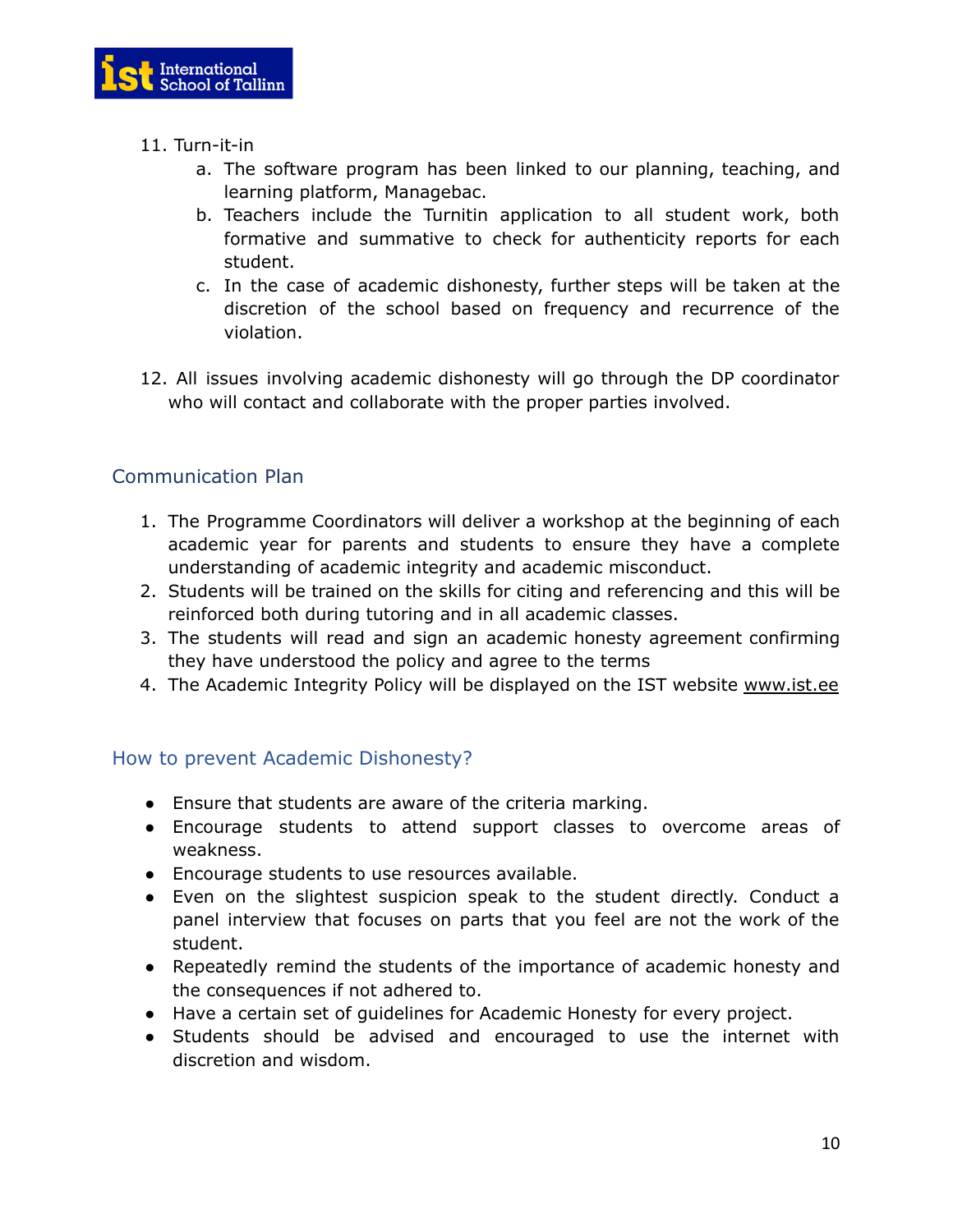11. Turn-it-in
    a. The software program has been linked to our planning, teaching, and learning platform, Managebac.
    b. Teachers include the Turnitin application to all student work, both formative and summative to check for authenticity reports for each student.
    c. In the case of academic dishonesty, further steps will be taken at the discretion of the school based on frequency and recurrence of the violation.

12. All issues involving academic dishonesty will go through the DP coordinator who will contact and collaborate with the proper parties involved.

## Communication Plan

1. The Programme Coordinators will deliver a workshop at the beginning of each academic year for parents and students to ensure they have a complete understanding of academic integrity and academic misconduct.
2. Students will be trained on the skills for citing and referencing and this will be reinforced both during tutoring and in all academic classes.
3. The students will read and sign an academic honesty agreement confirming they have understood the policy and agree to the terms
4. The Academic Integrity Policy will be displayed on the IST website www.ist.ee

## How to prevent Academic Dishonesty?

- Ensure that students are aware of the criteria marking.
- Encourage students to attend support classes to overcome areas of weakness.
- Encourage students to use resources available.
- Even on the slightest suspicion speak to the student directly. Conduct a panel interview that focuses on parts that you feel are not the work of the student.
- Repeatedly remind the students of the importance of academic honesty and the consequences if not adhered to.
- Have a certain set of guidelines for Academic Honesty for every project.
- Students should be advised and encouraged to use the internet with discretion and wisdom.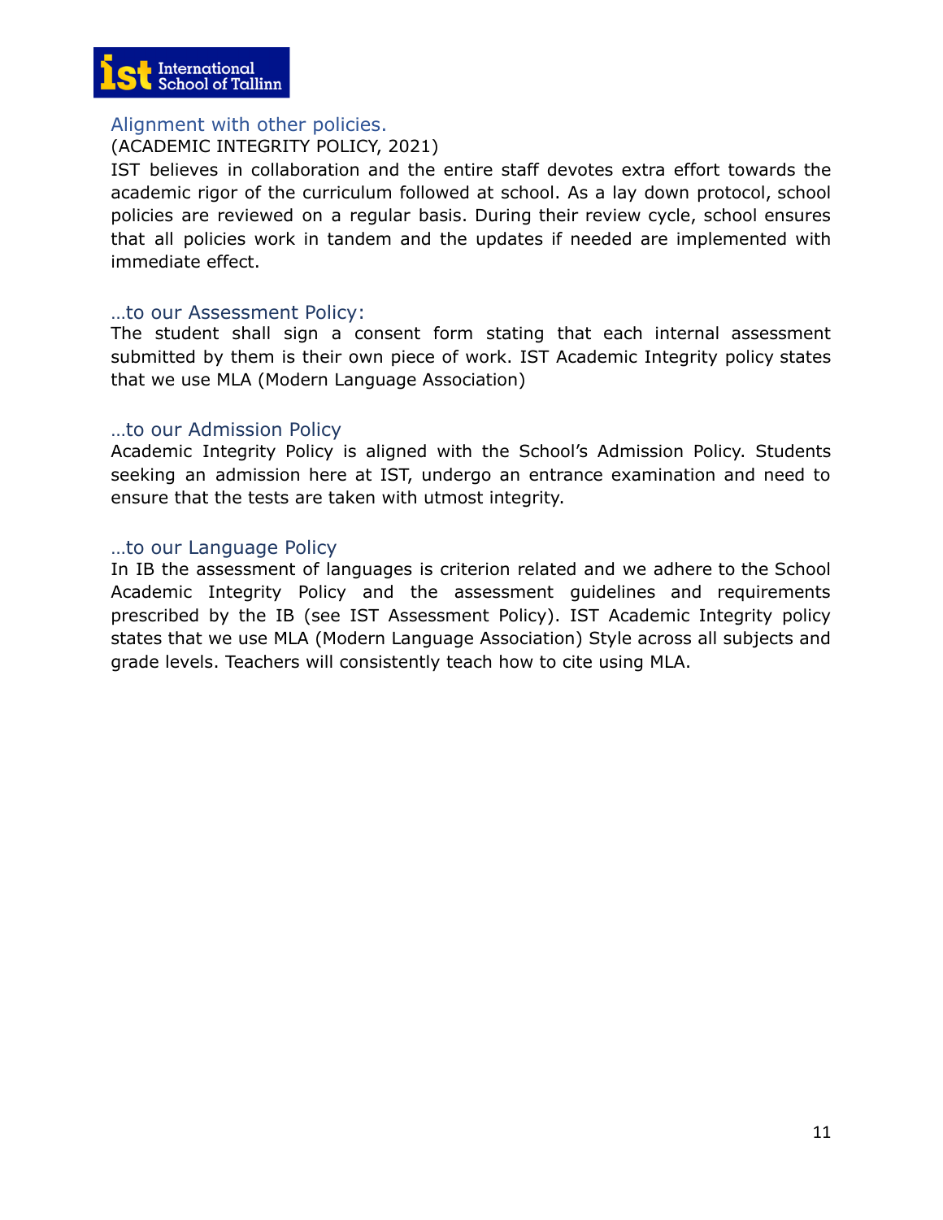## Alignment with other policies.

(ACADEMIC INTEGRITY POLICY, 2021)

IST believes in collaboration and the entire staff devotes extra effort towards the academic rigor of the curriculum followed at school. As a lay down protocol, school policies are reviewed on a regular basis. During their review cycle, school ensures that all policies work in tandem and the updates if needed are implemented with immediate effect.

### …to our Assessment Policy:

The student shall sign a consent form stating that each internal assessment submitted by them is their own piece of work. IST Academic Integrity policy states that we use MLA (Modern Language Association)

### …to our Admission Policy

Academic Integrity Policy is aligned with the School's Admission Policy. Students seeking an admission here at IST, undergo an entrance examination and need to ensure that the tests are taken with utmost integrity.

### …to our Language Policy

In IB the assessment of languages is criterion related and we adhere to the School Academic Integrity Policy and the assessment guidelines and requirements prescribed by the IB (see IST Assessment Policy). IST Academic Integrity policy states that we use MLA (Modern Language Association) Style across all subjects and grade levels. Teachers will consistently teach how to cite using MLA.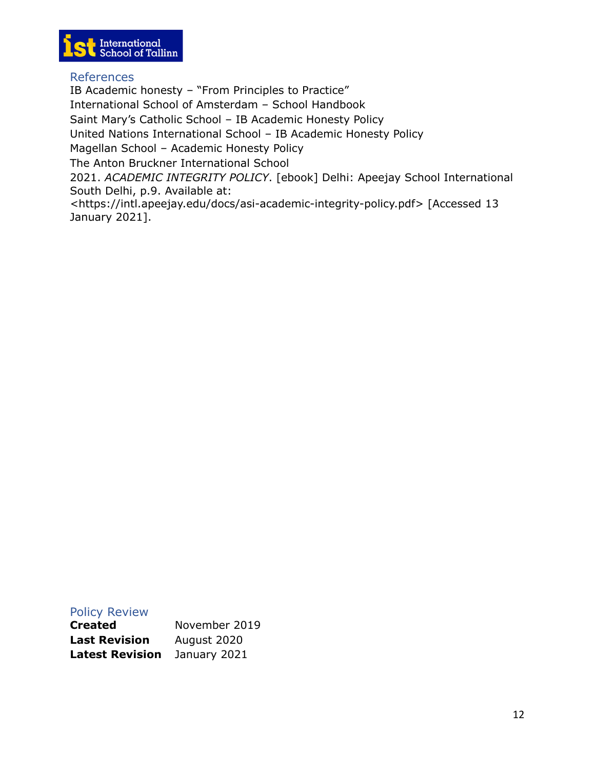## References

IB Academic honesty – "From Principles to Practice"
International School of Amsterdam – School Handbook
Saint Mary's Catholic School – IB Academic Honesty Policy
United Nations International School – IB Academic Honesty Policy
Magellan School – Academic Honesty Policy
The Anton Bruckner International School
2021. *ACADEMIC INTEGRITY POLICY*. [ebook] Delhi: Apeejay School International South Delhi, p.9. Available at: <https://intl.apeejay.edu/docs/asi-academic-integrity-policy.pdf> [Accessed 13 January 2021].

## Policy Review

| | |
|---|---|
| **Created** | November 2019 |
| **Last Revision** | August 2020 |
| **Latest Revision** | January 2021 |